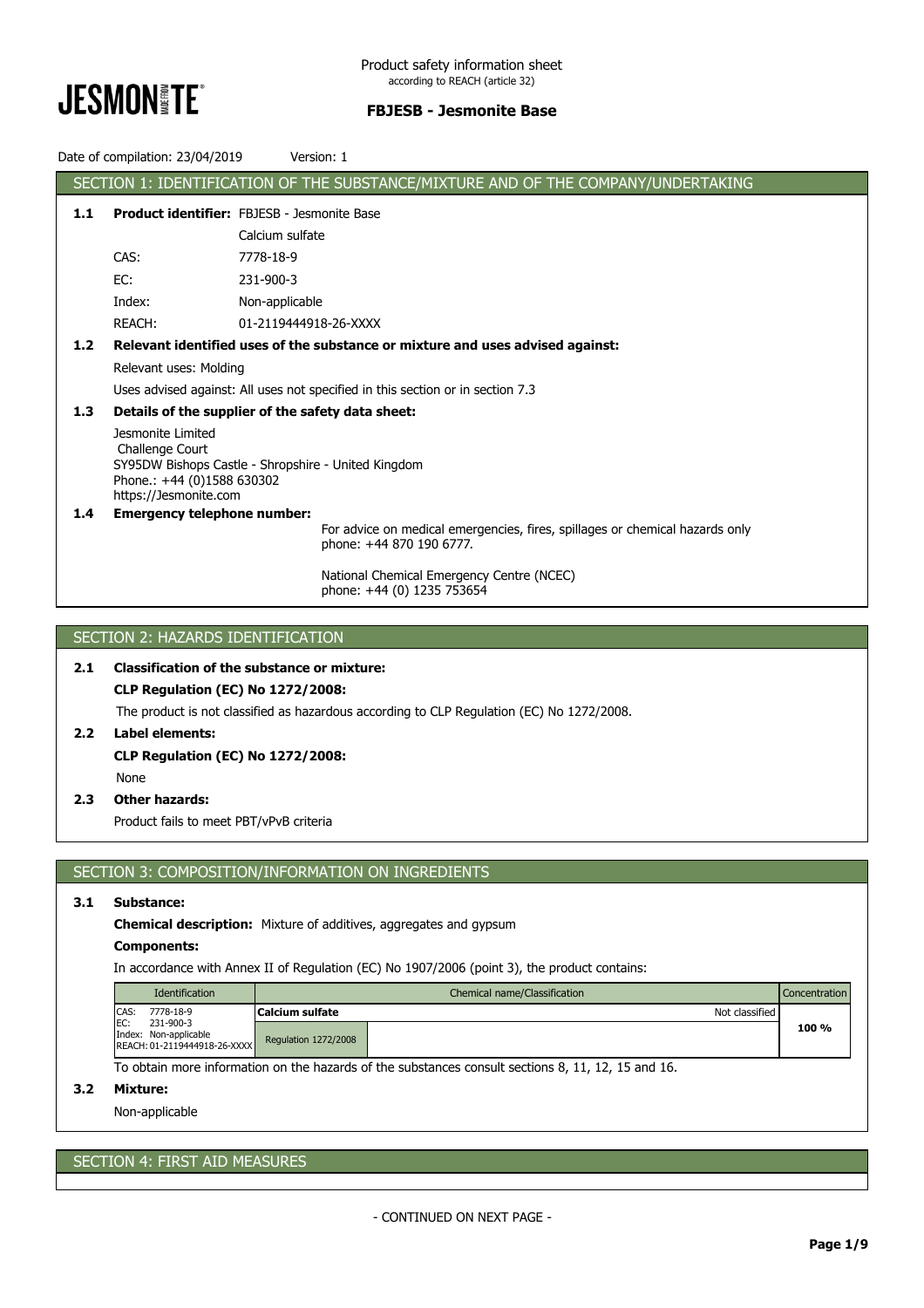Product safety information sheet
according to REACH (article 32)

**FBJESB - Jesmonite Base**

Date of compilation: 23/04/2019 Version: 1

## SECTION 1: IDENTIFICATION OF THE SUBSTANCE/MIXTURE AND OF THE COMPANY/UNDERTAKING

**1.1 Product identifier:** FBJESB - Jesmonite Base

Calcium sulfate

CAS: 7778-18-9

EC: 231-900-3

Index: Non-applicable

REACH: 01-2119444918-26-XXXX

**1.2 Relevant identified uses of the substance or mixture and uses advised against:**

Relevant uses: Molding

Uses advised against: All uses not specified in this section or in section 7.3

**1.3 Details of the supplier of the safety data sheet:**

Jesmonite Limited
Challenge Court
SY95DW Bishops Castle - Shropshire - United Kingdom
Phone.: +44 (0)1588 630302
https://Jesmonite.com

**1.4 Emergency telephone number:**

For advice on medical emergencies, fires, spillages or chemical hazards only phone: +44 870 190 6777.

National Chemical Emergency Centre (NCEC)
phone: +44 (0) 1235 753654

## SECTION 2: HAZARDS IDENTIFICATION

**2.1 Classification of the substance or mixture:**

**CLP Regulation (EC) No 1272/2008:**

The product is not classified as hazardous according to CLP Regulation (EC) No 1272/2008.

**2.2 Label elements:**

**CLP Regulation (EC) No 1272/2008:**

None

**2.3 Other hazards:**

Product fails to meet PBT/vPvB criteria

## SECTION 3: COMPOSITION/INFORMATION ON INGREDIENTS

**3.1 Substance:**

**Chemical description:** Mixture of additives, aggregates and gypsum

**Components:**

In accordance with Annex II of Regulation (EC) No 1907/2006 (point 3), the product contains:

| Identification | Chemical name/Classification | | Concentration |
|---|---|---|---|
| CAS: 7778-18-9<br>EC: 231-900-3<br>Index: Non-applicable<br>REACH: 01-2119444918-26-XXXX | **Calcium sulfate** | Not classified | 100 % |
| | Regulation 1272/2008 | | |

To obtain more information on the hazards of the substances consult sections 8, 11, 12, 15 and 16.

**3.2 Mixture:**

Non-applicable

## SECTION 4: FIRST AID MEASURES

- CONTINUED ON NEXT PAGE -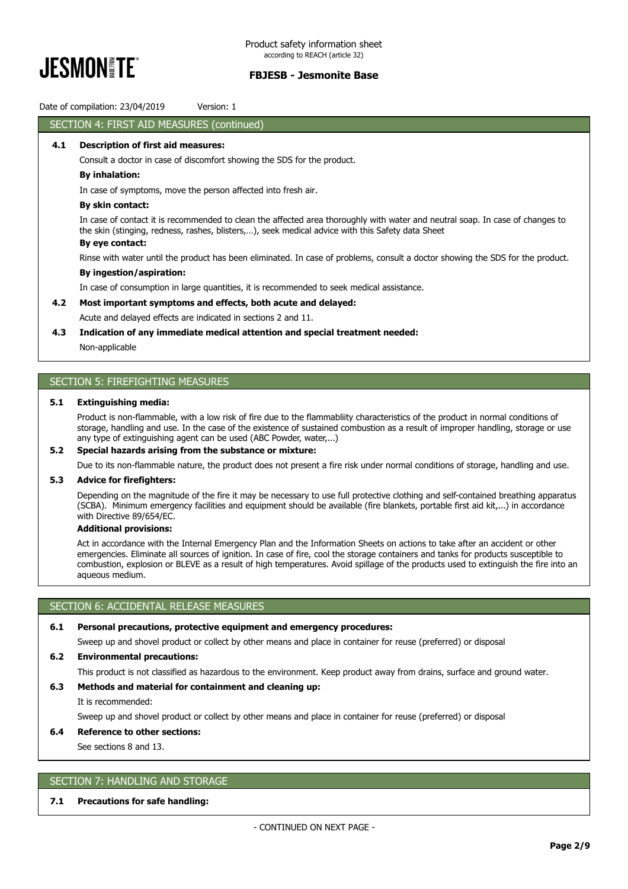## SECTION 4: FIRST AID MEASURES (continued)

**4.1 Description of first aid measures:**

Consult a doctor in case of discomfort showing the SDS for the product.

**By inhalation:**

In case of symptoms, move the person affected into fresh air.

**By skin contact:**

In case of contact it is recommended to clean the affected area thoroughly with water and neutral soap. In case of changes to the skin (stinging, redness, rashes, blisters,…), seek medical advice with this Safety data Sheet

**By eye contact:**

Rinse with water until the product has been eliminated. In case of problems, consult a doctor showing the SDS for the product.

**By ingestion/aspiration:**

In case of consumption in large quantities, it is recommended to seek medical assistance.

**4.2 Most important symptoms and effects, both acute and delayed:**

Acute and delayed effects are indicated in sections 2 and 11.

**4.3 Indication of any immediate medical attention and special treatment needed:**

Non-applicable

## SECTION 5: FIREFIGHTING MEASURES

**5.1 Extinguishing media:**

Product is non-flammable, with a low risk of fire due to the flammabliity characteristics of the product in normal conditions of storage, handling and use. In the case of the existence of sustained combustion as a result of improper handling, storage or use any type of extinguishing agent can be used (ABC Powder, water,...)

**5.2 Special hazards arising from the substance or mixture:**

Due to its non-flammable nature, the product does not present a fire risk under normal conditions of storage, handling and use.

**5.3 Advice for firefighters:**

Depending on the magnitude of the fire it may be necessary to use full protective clothing and self-contained breathing apparatus (SCBA). Minimum emergency facilities and equipment should be available (fire blankets, portable first aid kit,...) in accordance with Directive 89/654/EC.

**Additional provisions:**

Act in accordance with the Internal Emergency Plan and the Information Sheets on actions to take after an accident or other emergencies. Eliminate all sources of ignition. In case of fire, cool the storage containers and tanks for products susceptible to combustion, explosion or BLEVE as a result of high temperatures. Avoid spillage of the products used to extinguish the fire into an aqueous medium.

## SECTION 6: ACCIDENTAL RELEASE MEASURES

**6.1 Personal precautions, protective equipment and emergency procedures:**

Sweep up and shovel product or collect by other means and place in container for reuse (preferred) or disposal

**6.2 Environmental precautions:**

This product is not classified as hazardous to the environment. Keep product away from drains, surface and ground water.

**6.3 Methods and material for containment and cleaning up:**

It is recommended:

Sweep up and shovel product or collect by other means and place in container for reuse (preferred) or disposal

**6.4 Reference to other sections:**

See sections 8 and 13.

## SECTION 7: HANDLING AND STORAGE

**7.1 Precautions for safe handling:**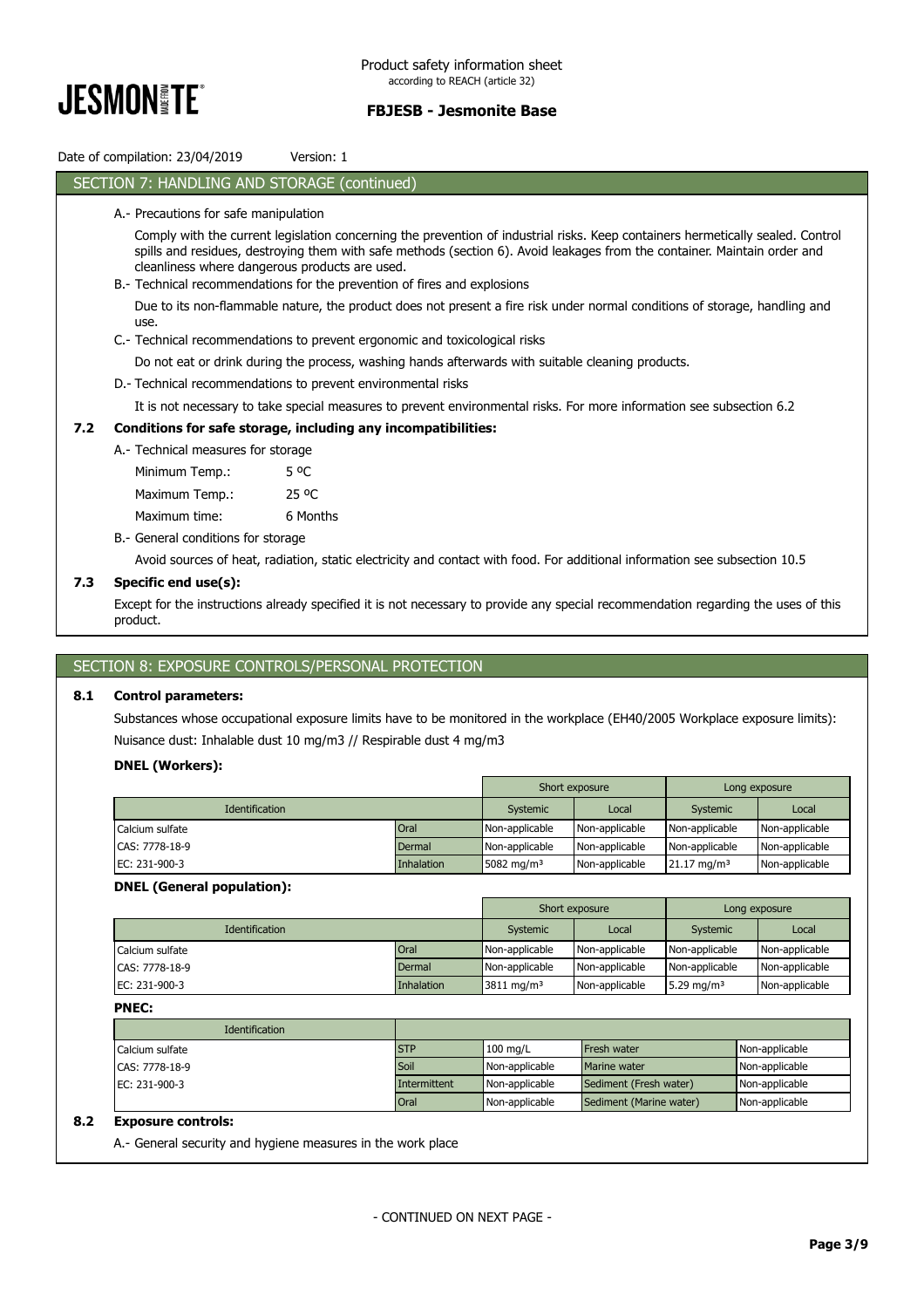## SECTION 7: HANDLING AND STORAGE (continued)

A.- Precautions for safe manipulation

Comply with the current legislation concerning the prevention of industrial risks. Keep containers hermetically sealed. Control spills and residues, destroying them with safe methods (section 6). Avoid leakages from the container. Maintain order and cleanliness where dangerous products are used.

B.- Technical recommendations for the prevention of fires and explosions

Due to its non-flammable nature, the product does not present a fire risk under normal conditions of storage, handling and use.

C.- Technical recommendations to prevent ergonomic and toxicological risks

Do not eat or drink during the process, washing hands afterwards with suitable cleaning products.

D.- Technical recommendations to prevent environmental risks

It is not necessary to take special measures to prevent environmental risks. For more information see subsection 6.2

### 7.2 Conditions for safe storage, including any incompatibilities:

A.- Technical measures for storage

| | |
|---|---|
| Minimum Temp.: | 5 ºC |
| Maximum Temp.: | 25 ºC |
| Maximum time: | 6 Months |

B.- General conditions for storage

Avoid sources of heat, radiation, static electricity and contact with food. For additional information see subsection 10.5

### 7.3 Specific end use(s):

Except for the instructions already specified it is not necessary to provide any special recommendation regarding the uses of this product.

## SECTION 8: EXPOSURE CONTROLS/PERSONAL PROTECTION

### 8.1 Control parameters:

Substances whose occupational exposure limits have to be monitored in the workplace (EH40/2005 Workplace exposure limits):

Nuisance dust: Inhalable dust 10 mg/m3 // Respirable dust 4 mg/m3

**DNEL (Workers):**

| | | Short exposure | | Long exposure | |
|---|---|---|---|---|---|
| Identification | | Systemic | Local | Systemic | Local |
| Calcium sulfate | Oral | Non-applicable | Non-applicable | Non-applicable | Non-applicable |
| CAS: 7778-18-9 | Dermal | Non-applicable | Non-applicable | Non-applicable | Non-applicable |
| EC: 231-900-3 | Inhalation | 5082 mg/m³ | Non-applicable | 21.17 mg/m³ | Non-applicable |

**DNEL (General population):**

| | | Short exposure | | Long exposure | |
|---|---|---|---|---|---|
| Identification | | Systemic | Local | Systemic | Local |
| Calcium sulfate | Oral | Non-applicable | Non-applicable | Non-applicable | Non-applicable |
| CAS: 7778-18-9 | Dermal | Non-applicable | Non-applicable | Non-applicable | Non-applicable |
| EC: 231-900-3 | Inhalation | 3811 mg/m³ | Non-applicable | 5.29 mg/m³ | Non-applicable |

**PNEC:**

| Identification | | | | |
|---|---|---|---|---|
| Calcium sulfate | STP | 100 mg/L | Fresh water | Non-applicable |
| CAS: 7778-18-9 | Soil | Non-applicable | Marine water | Non-applicable |
| EC: 231-900-3 | Intermittent | Non-applicable | Sediment (Fresh water) | Non-applicable |
| | Oral | Non-applicable | Sediment (Marine water) | Non-applicable |

### 8.2 Exposure controls:

A.- General security and hygiene measures in the work place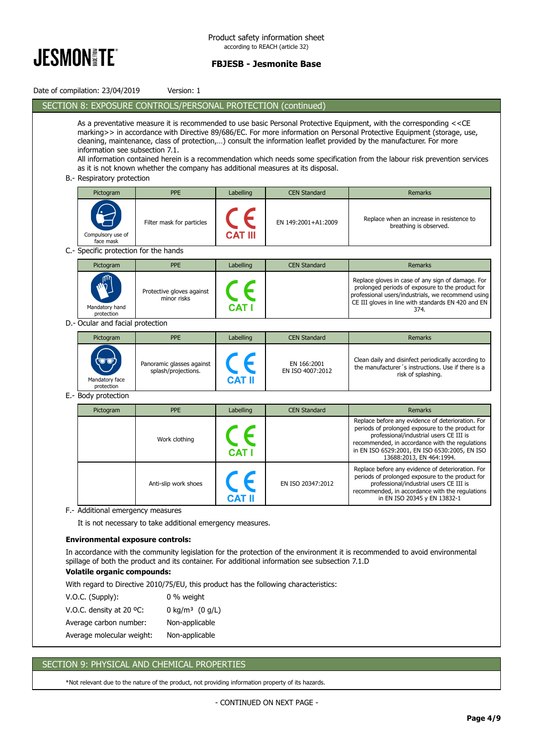## SECTION 8: EXPOSURE CONTROLS/PERSONAL PROTECTION (continued)

As a preventative measure it is recommended to use basic Personal Protective Equipment, with the corresponding <<CE marking>> in accordance with Directive 89/686/EC. For more information on Personal Protective Equipment (storage, use, cleaning, maintenance, class of protection,…) consult the information leaflet provided by the manufacturer. For more information see subsection 7.1.

All information contained herein is a recommendation which needs some specification from the labour risk prevention services as it is not known whether the company has additional measures at its disposal.

B.- Respiratory protection

| Pictogram | PPE | Labelling | CEN Standard | Remarks |
|---|---|---|---|---|
| Compulsory use of face mask | Filter mask for particles | CE CAT III | EN 149:2001+A1:2009 | Replace when an increase in resistence to breathing is observed. |

C.- Specific protection for the hands

| Pictogram | PPE | Labelling | CEN Standard | Remarks |
|---|---|---|---|---|
| Mandatory hand protection | Protective gloves against minor risks | CE CAT I | | Replace gloves in case of any sign of damage. For prolonged periods of exposure to the product for professional users/industrials, we recommend using CE III gloves in line with standards EN 420 and EN 374. |

D.- Ocular and facial protection

| Pictogram | PPE | Labelling | CEN Standard | Remarks |
|---|---|---|---|---|
| Mandatory face protection | Panoramic glasses against splash/projections. | CE CAT II | EN 166:2001<br>EN ISO 4007:2012 | Clean daily and disinfect periodically according to the manufacturer´s instructions. Use if there is a risk of splashing. |

E.- Body protection

| Pictogram | PPE | Labelling | CEN Standard | Remarks |
|---|---|---|---|---|
| | Work clothing | CE CAT I | | Replace before any evidence of deterioration. For periods of prolonged exposure to the product for professional/industrial users CE III is recommended, in accordance with the regulations in EN ISO 6529:2001, EN ISO 6530:2005, EN ISO 13688:2013, EN 464:1994. |
| | Anti-slip work shoes | CE CAT II | EN ISO 20347:2012 | Replace before any evidence of deterioration. For periods of prolonged exposure to the product for professional/industrial users CE III is recommended, in accordance with the regulations in EN ISO 20345 y EN 13832-1 |

F.- Additional emergency measures

It is not necessary to take additional emergency measures.

**Environmental exposure controls:**

In accordance with the community legislation for the protection of the environment it is recommended to avoid environmental spillage of both the product and its container. For additional information see subsection 7.1.D

**Volatile organic compounds:**

With regard to Directive 2010/75/EU, this product has the following characteristics:

| | |
|---|---|
| V.O.C. (Supply): | 0 % weight |
| V.O.C. density at 20 ºC: | 0 kg/m³ (0 g/L) |
| Average carbon number: | Non-applicable |
| Average molecular weight: | Non-applicable |

## SECTION 9: PHYSICAL AND CHEMICAL PROPERTIES

*Not relevant due to the nature of the product, not providing information property of its hazards.

- CONTINUED ON NEXT PAGE -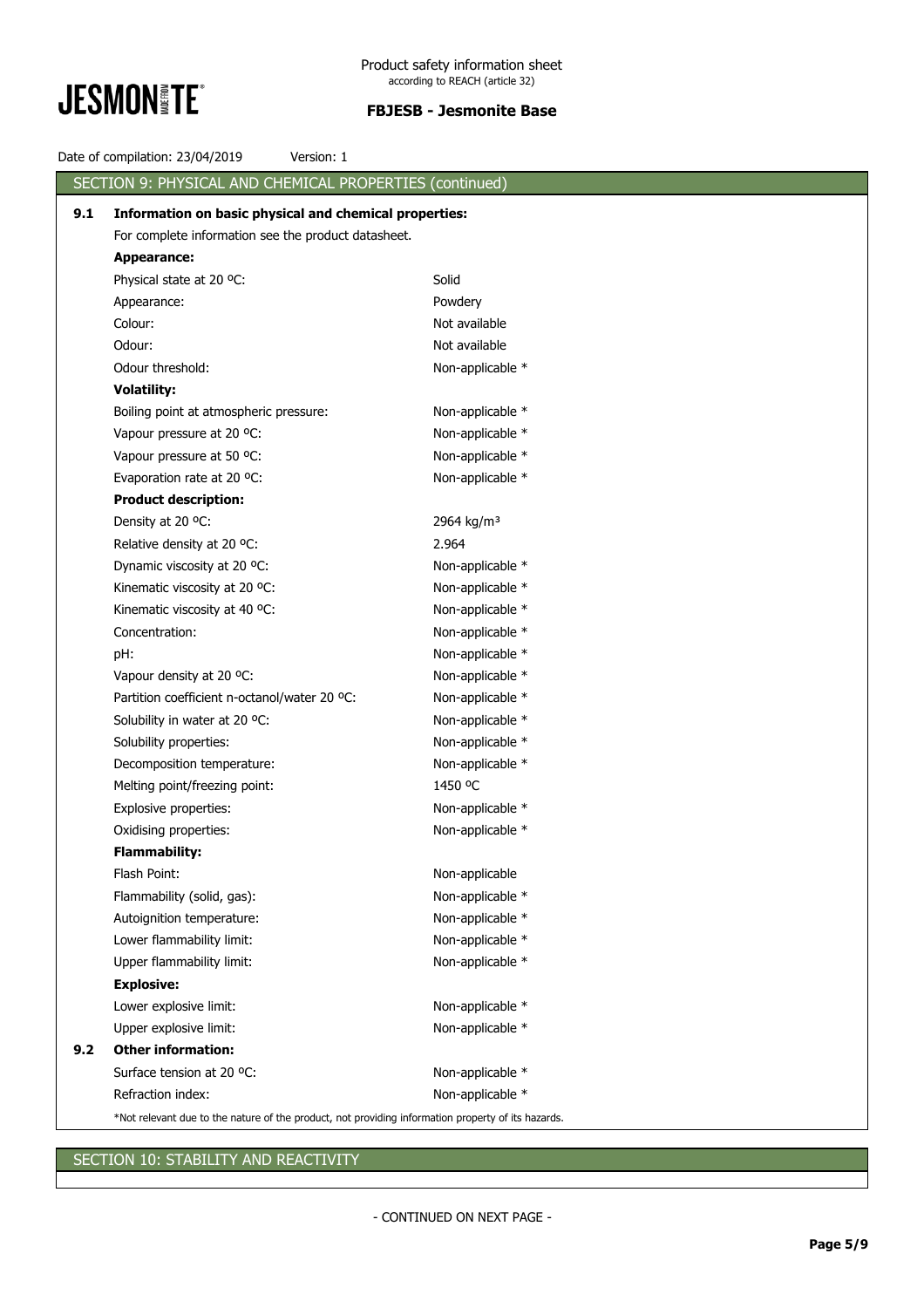## SECTION 9: PHYSICAL AND CHEMICAL PROPERTIES (continued)

**9.1 Information on basic physical and chemical properties:**

For complete information see the product datasheet.

| Property | Value |
|---|---|
| **Appearance:** | |
| Physical state at 20 ºC: | Solid |
| Appearance: | Powdery |
| Colour: | Not available |
| Odour: | Not available |
| Odour threshold: | Non-applicable * |
| **Volatility:** | |
| Boiling point at atmospheric pressure: | Non-applicable * |
| Vapour pressure at 20 ºC: | Non-applicable * |
| Vapour pressure at 50 ºC: | Non-applicable * |
| Evaporation rate at 20 ºC: | Non-applicable * |
| **Product description:** | |
| Density at 20 ºC: | 2964 kg/m³ |
| Relative density at 20 ºC: | 2.964 |
| Dynamic viscosity at 20 ºC: | Non-applicable * |
| Kinematic viscosity at 20 ºC: | Non-applicable * |
| Kinematic viscosity at 40 ºC: | Non-applicable * |
| Concentration: | Non-applicable * |
| pH: | Non-applicable * |
| Vapour density at 20 ºC: | Non-applicable * |
| Partition coefficient n-octanol/water 20 ºC: | Non-applicable * |
| Solubility in water at 20 ºC: | Non-applicable * |
| Solubility properties: | Non-applicable * |
| Decomposition temperature: | Non-applicable * |
| Melting point/freezing point: | 1450 ºC |
| Explosive properties: | Non-applicable * |
| Oxidising properties: | Non-applicable * |
| **Flammability:** | |
| Flash Point: | Non-applicable |
| Flammability (solid, gas): | Non-applicable * |
| Autoignition temperature: | Non-applicable * |
| Lower flammability limit: | Non-applicable * |
| Upper flammability limit: | Non-applicable * |
| **Explosive:** | |
| Lower explosive limit: | Non-applicable * |
| Upper explosive limit: | Non-applicable * |

**9.2 Other information:**

| Property | Value |
|---|---|
| Surface tension at 20 ºC: | Non-applicable * |
| Refraction index: | Non-applicable * |

*Not relevant due to the nature of the product, not providing information property of its hazards.

## SECTION 10: STABILITY AND REACTIVITY

- CONTINUED ON NEXT PAGE -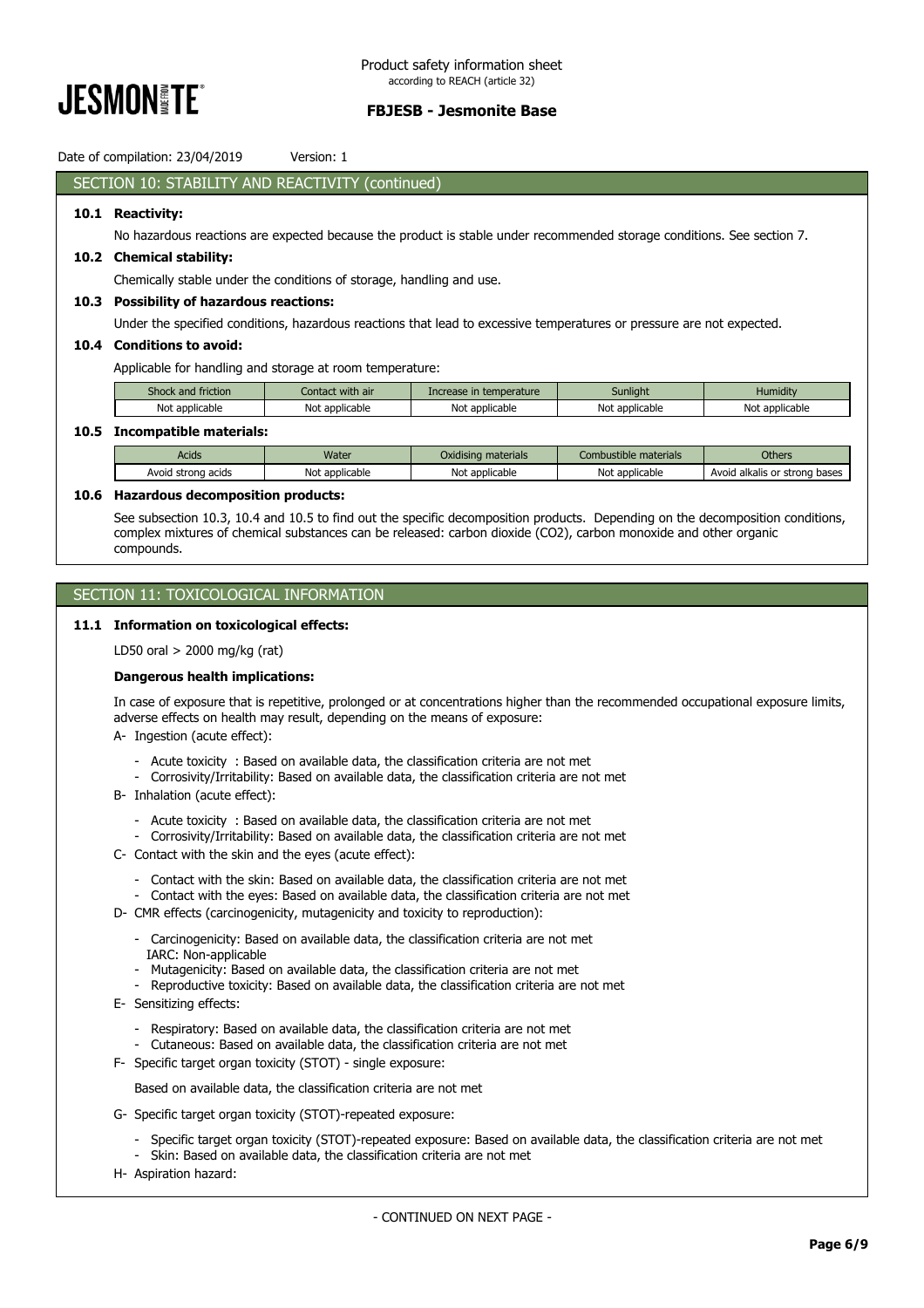## SECTION 10: STABILITY AND REACTIVITY (continued)

**10.1 Reactivity:**

No hazardous reactions are expected because the product is stable under recommended storage conditions. See section 7.

**10.2 Chemical stability:**

Chemically stable under the conditions of storage, handling and use.

**10.3 Possibility of hazardous reactions:**

Under the specified conditions, hazardous reactions that lead to excessive temperatures or pressure are not expected.

**10.4 Conditions to avoid:**

Applicable for handling and storage at room temperature:

| Shock and friction | Contact with air | Increase in temperature | Sunlight | Humidity |
|---|---|---|---|---|
| Not applicable | Not applicable | Not applicable | Not applicable | Not applicable |

**10.5 Incompatible materials:**

| Acids | Water | Oxidising materials | Combustible materials | Others |
|---|---|---|---|---|
| Avoid strong acids | Not applicable | Not applicable | Not applicable | Avoid alkalis or strong bases |

**10.6 Hazardous decomposition products:**

See subsection 10.3, 10.4 and 10.5 to find out the specific decomposition products. Depending on the decomposition conditions, complex mixtures of chemical substances can be released: carbon dioxide ($CO_2$), carbon monoxide and other organic compounds.

## SECTION 11: TOXICOLOGICAL INFORMATION

**11.1 Information on toxicological effects:**

LD50 oral > 2000 mg/kg (rat)

**Dangerous health implications:**

In case of exposure that is repetitive, prolonged or at concentrations higher than the recommended occupational exposure limits, adverse effects on health may result, depending on the means of exposure:

A- Ingestion (acute effect):

- Acute toxicity : Based on available data, the classification criteria are not met
- Corrosivity/Irritability: Based on available data, the classification criteria are not met

B- Inhalation (acute effect):

- Acute toxicity : Based on available data, the classification criteria are not met
- Corrosivity/Irritability: Based on available data, the classification criteria are not met

C- Contact with the skin and the eyes (acute effect):

- Contact with the skin: Based on available data, the classification criteria are not met
- Contact with the eyes: Based on available data, the classification criteria are not met

D- CMR effects (carcinogenicity, mutagenicity and toxicity to reproduction):

- Carcinogenicity: Based on available data, the classification criteria are not met
  IARC: Non-applicable
- Mutagenicity: Based on available data, the classification criteria are not met
- Reproductive toxicity: Based on available data, the classification criteria are not met

E- Sensitizing effects:

- Respiratory: Based on available data, the classification criteria are not met
- Cutaneous: Based on available data, the classification criteria are not met

F- Specific target organ toxicity (STOT) - single exposure:

Based on available data, the classification criteria are not met

G- Specific target organ toxicity (STOT)-repeated exposure:

- Specific target organ toxicity (STOT)-repeated exposure: Based on available data, the classification criteria are not met
- Skin: Based on available data, the classification criteria are not met

H- Aspiration hazard:

- CONTINUED ON NEXT PAGE -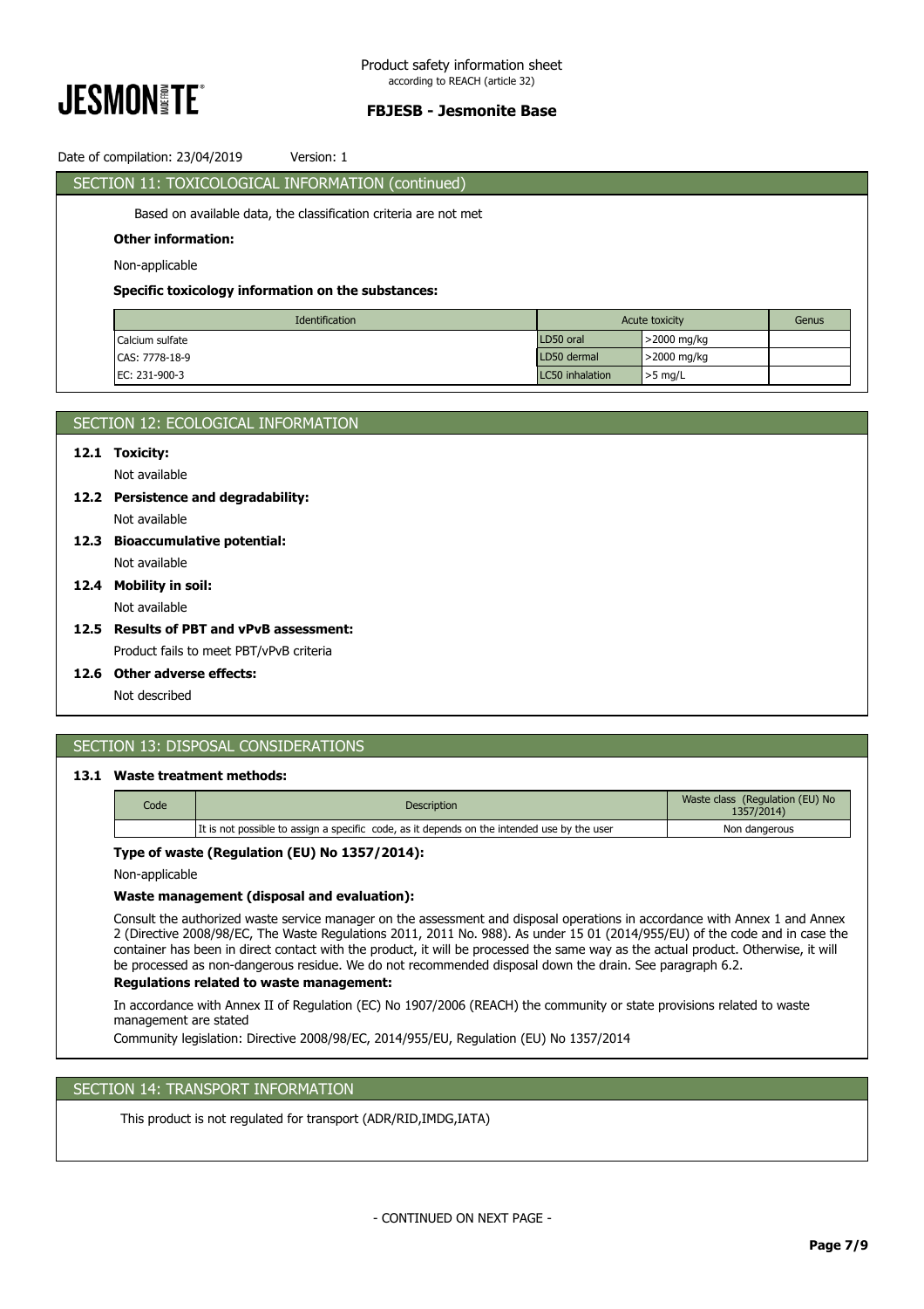## SECTION 11: TOXICOLOGICAL INFORMATION (continued)

Based on available data, the classification criteria are not met

**Other information:**

Non-applicable

**Specific toxicology information on the substances:**

| Identification | Acute toxicity | | Genus |
|---|---|---|---|
| Calcium sulfate | LD50 oral | >2000 mg/kg | |
| CAS: 7778-18-9 | LD50 dermal | >2000 mg/kg | |
| EC: 231-900-3 | LC50 inhalation | >5 mg/L | |

## SECTION 12: ECOLOGICAL INFORMATION

**12.1 Toxicity:**

Not available

**12.2 Persistence and degradability:**

Not available

**12.3 Bioaccumulative potential:**

Not available

**12.4 Mobility in soil:**

Not available

**12.5 Results of PBT and vPvB assessment:**

Product fails to meet PBT/vPvB criteria

**12.6 Other adverse effects:**

Not described

## SECTION 13: DISPOSAL CONSIDERATIONS

**13.1 Waste treatment methods:**

| Code | Description | Waste class (Regulation (EU) No 1357/2014) |
|---|---|---|
| | It is not possible to assign a specific code, as it depends on the intended use by the user | Non dangerous |

**Type of waste (Regulation (EU) No 1357/2014):**

Non-applicable

**Waste management (disposal and evaluation):**

Consult the authorized waste service manager on the assessment and disposal operations in accordance with Annex 1 and Annex 2 (Directive 2008/98/EC, The Waste Regulations 2011, 2011 No. 988). As under 15 01 (2014/955/EU) of the code and in case the container has been in direct contact with the product, it will be processed the same way as the actual product. Otherwise, it will be processed as non-dangerous residue. We do not recommended disposal down the drain. See paragraph 6.2.

**Regulations related to waste management:**

In accordance with Annex II of Regulation (EC) No 1907/2006 (REACH) the community or state provisions related to waste management are stated

Community legislation: Directive 2008/98/EC, 2014/955/EU, Regulation (EU) No 1357/2014

## SECTION 14: TRANSPORT INFORMATION

This product is not regulated for transport (ADR/RID,IMDG,IATA)

- CONTINUED ON NEXT PAGE -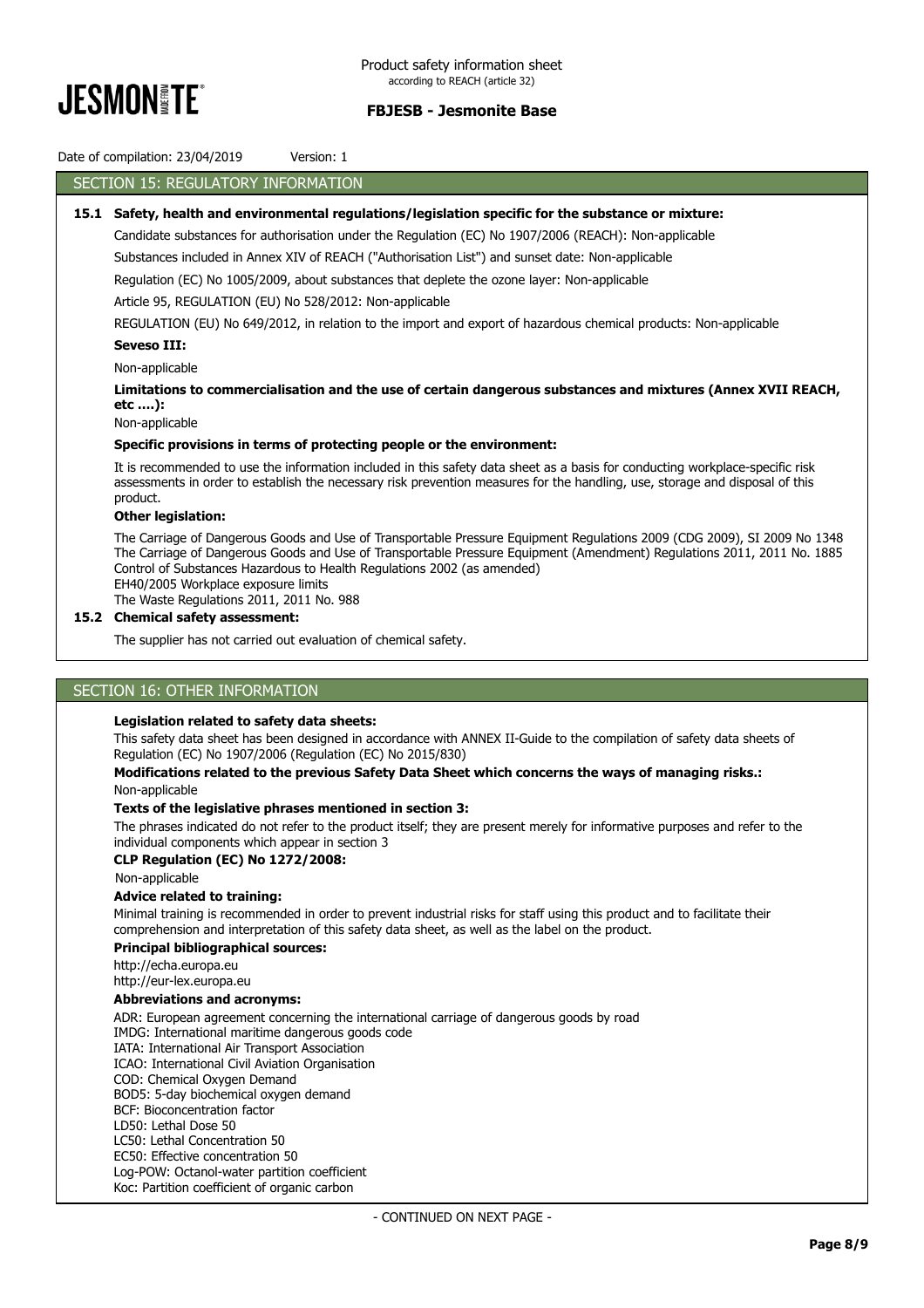## SECTION 15: REGULATORY INFORMATION

**15.1 Safety, health and environmental regulations/legislation specific for the substance or mixture:**

Candidate substances for authorisation under the Regulation (EC) No 1907/2006 (REACH): Non-applicable

Substances included in Annex XIV of REACH ("Authorisation List") and sunset date: Non-applicable

Regulation (EC) No 1005/2009, about substances that deplete the ozone layer: Non-applicable

Article 95, REGULATION (EU) No 528/2012: Non-applicable

REGULATION (EU) No 649/2012, in relation to the import and export of hazardous chemical products: Non-applicable

**Seveso III:**

Non-applicable

**Limitations to commercialisation and the use of certain dangerous substances and mixtures (Annex XVII REACH, etc ….):**

Non-applicable

**Specific provisions in terms of protecting people or the environment:**

It is recommended to use the information included in this safety data sheet as a basis for conducting workplace-specific risk assessments in order to establish the necessary risk prevention measures for the handling, use, storage and disposal of this product.

**Other legislation:**

The Carriage of Dangerous Goods and Use of Transportable Pressure Equipment Regulations 2009 (CDG 2009), SI 2009 No 1348
The Carriage of Dangerous Goods and Use of Transportable Pressure Equipment (Amendment) Regulations 2011, 2011 No. 1885
Control of Substances Hazardous to Health Regulations 2002 (as amended)
EH40/2005 Workplace exposure limits
The Waste Regulations 2011, 2011 No. 988

**15.2 Chemical safety assessment:**

The supplier has not carried out evaluation of chemical safety.

## SECTION 16: OTHER INFORMATION

**Legislation related to safety data sheets:**

This safety data sheet has been designed in accordance with ANNEX II-Guide to the compilation of safety data sheets of Regulation (EC) No 1907/2006 (Regulation (EC) No 2015/830)

**Modifications related to the previous Safety Data Sheet which concerns the ways of managing risks.:**

Non-applicable

**Texts of the legislative phrases mentioned in section 3:**

The phrases indicated do not refer to the product itself; they are present merely for informative purposes and refer to the individual components which appear in section 3

**CLP Regulation (EC) No 1272/2008:**

Non-applicable

**Advice related to training:**

Minimal training is recommended in order to prevent industrial risks for staff using this product and to facilitate their comprehension and interpretation of this safety data sheet, as well as the label on the product.

**Principal bibliographical sources:**

http://echa.europa.eu
http://eur-lex.europa.eu

**Abbreviations and acronyms:**

ADR: European agreement concerning the international carriage of dangerous goods by road
IMDG: International maritime dangerous goods code
IATA: International Air Transport Association
ICAO: International Civil Aviation Organisation
COD: Chemical Oxygen Demand
BOD5: 5-day biochemical oxygen demand
BCF: Bioconcentration factor
LD50: Lethal Dose 50
LC50: Lethal Concentration 50
EC50: Effective concentration 50
Log-POW: Octanol-water partition coefficient
Koc: Partition coefficient of organic carbon

- CONTINUED ON NEXT PAGE -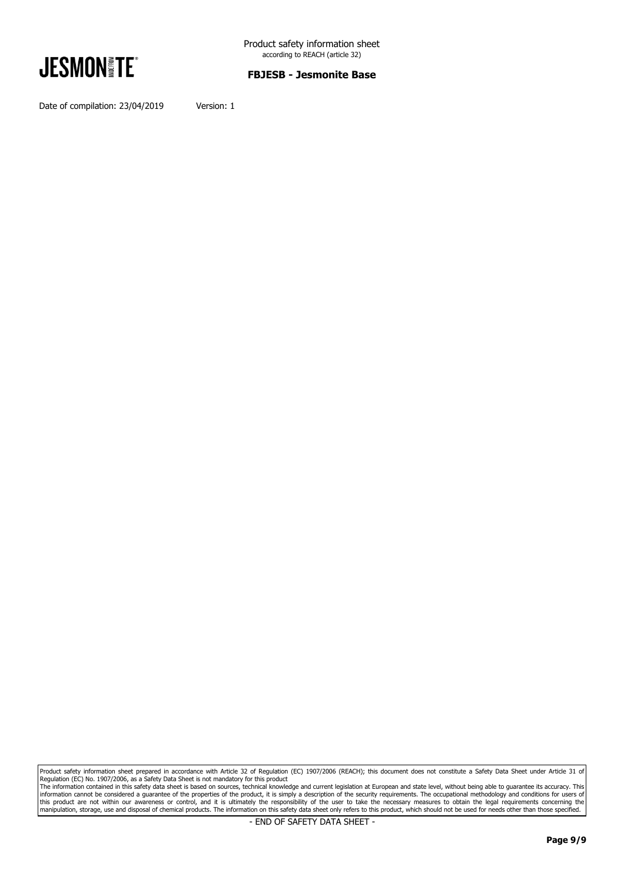Product safety information sheet prepared in accordance with Article 32 of Regulation (EC) 1907/2006 (REACH); this document does not constitute a Safety Data Sheet under Article 31 of Regulation (EC) No. 1907/2006, as a Safety Data Sheet is not mandatory for this product
The information contained in this safety data sheet is based on sources, technical knowledge and current legislation at European and state level, without being able to guarantee its accuracy. This information cannot be considered a guarantee of the properties of the product, it is simply a description of the security requirements. The occupational methodology and conditions for users of this product are not within our awareness or control, and it is ultimately the responsibility of the user to take the necessary measures to obtain the legal requirements concerning the manipulation, storage, use and disposal of chemical products. The information on this safety data sheet only refers to this product, which should not be used for needs other than those specified.

- END OF SAFETY DATA SHEET -